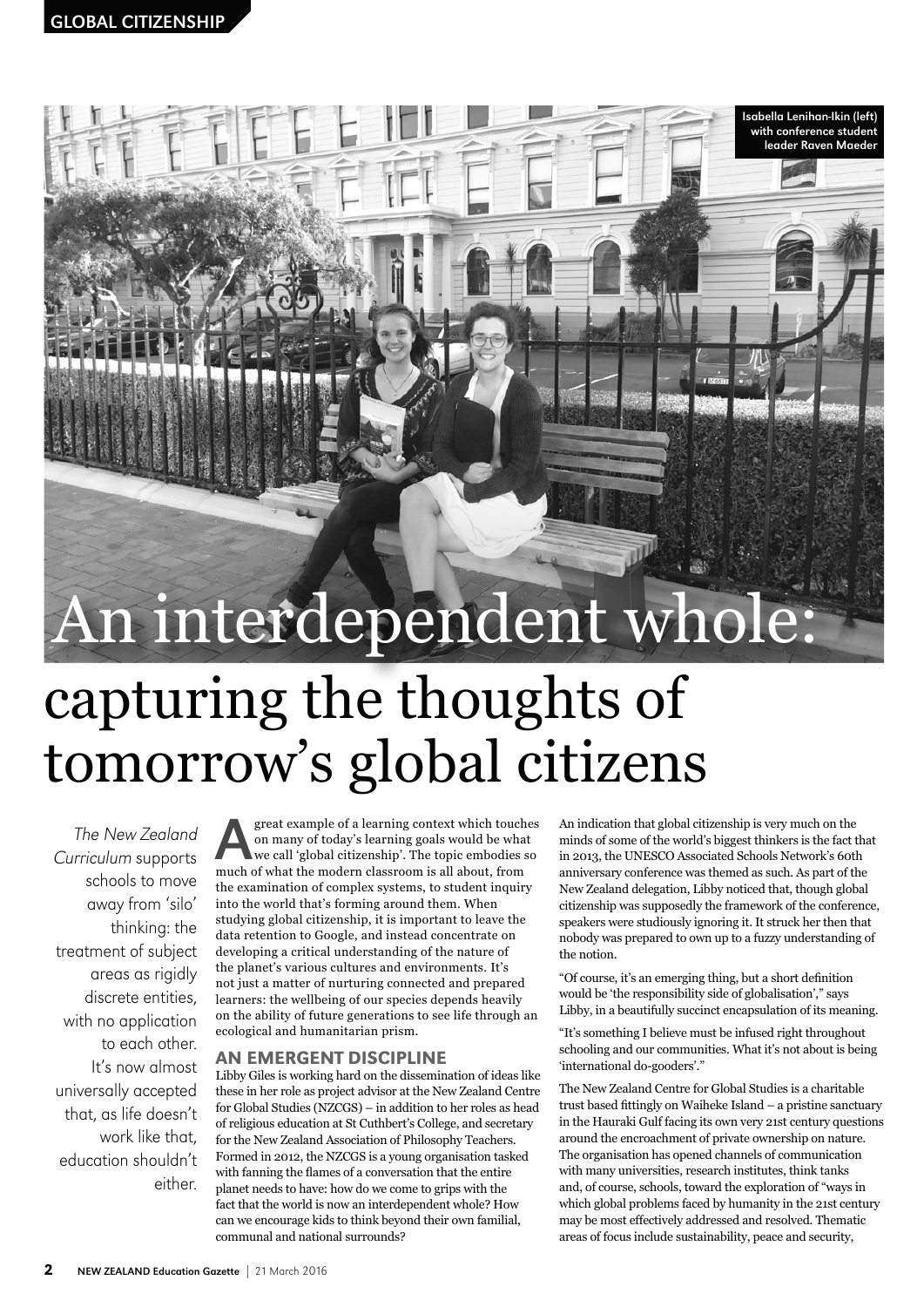Isabella Lenihan-Ikin (left) with conference student leader Raven Maeder

# An interdependent whole: capturing the thoughts of tomorrow's global citizens

*The New Zealand Curriculum* supports schools to move away from 'silo' thinking: the treatment of subject areas as rigidly discrete entities, with no application to each other. It's now almost universally accepted that, as life doesn't work like that, education shouldn't either.

A great example of a learning context which touches on many of today's learning goals would be what we call 'global citizenship'. The topic embodies so much of what the modern classroom is all about, from the examination of complex systems, to student inquiry into the world that's forming around them. When studying global citizenship, it is important to leave the data retention to Google, and instead concentrate on developing a critical understanding of the nature of the planet's various cultures and environments. It's not just a matter of nurturing connected and prepared learners: the wellbeing of our species depends heavily on the ability of future generations to see life through an ecological and humanitarian prism.

## AN EMERGENT DISCIPLINE

Libby Giles is working hard on the dissemination of ideas like these in her role as project advisor at the New Zealand Centre for Global Studies (NZCGS) – in addition to her roles as head of religious education at St Cuthbert's College, and secretary for the New Zealand Association of Philosophy Teachers. Formed in 2012, the NZCGS is a young organisation tasked with fanning the flames of a conversation that the entire planet needs to have: how do we come to grips with the fact that the world is now an interdependent whole? How can we encourage kids to think beyond their own familial, communal and national surrounds?

An indication that global citizenship is very much on the minds of some of the world's biggest thinkers is the fact that in 2013, the UNESCO Associated Schools Network's 60th anniversary conference was themed as such. As part of the New Zealand delegation, Libby noticed that, though global citizenship was supposedly the framework of the conference, speakers were studiously ignoring it. It struck her then that nobody was prepared to own up to a fuzzy understanding of the notion.

"Of course, it's an emerging thing, but a short definition would be 'the responsibility side of globalisation'," says Libby, in a beautifully succinct encapsulation of its meaning.

"It's something I believe must be infused right throughout schooling and our communities. What it's not about is being 'international do-gooders'."

The New Zealand Centre for Global Studies is a charitable trust based fittingly on Waiheke Island – a pristine sanctuary in the Hauraki Gulf facing its own very 21st century questions around the encroachment of private ownership on nature. The organisation has opened channels of communication with many universities, research institutes, think tanks and, of course, schools, toward the exploration of "ways in which global problems faced by humanity in the 21st century may be most effectively addressed and resolved. Thematic areas of focus include sustainability, peace and security,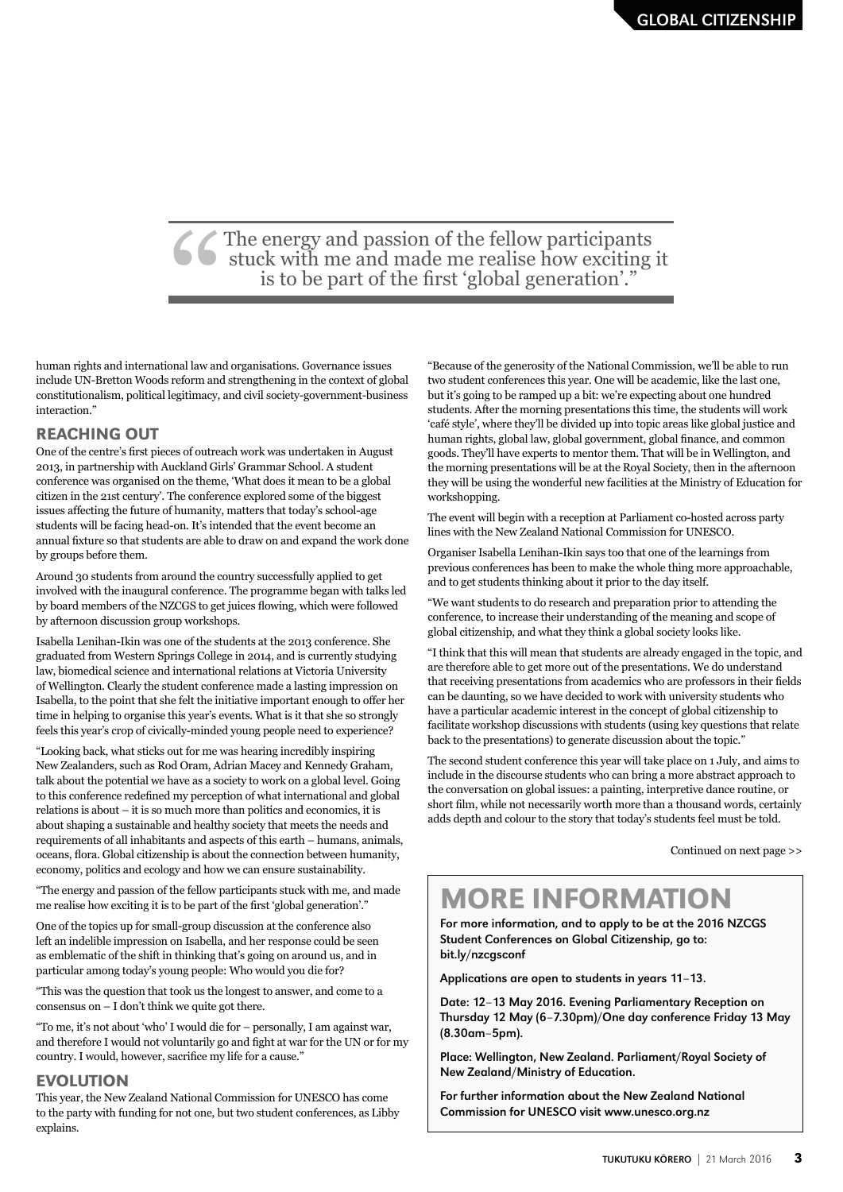> "The energy and passion of the fellow participants stuck with me and made me realise how exciting it is to be part of the first 'global generation'."

human rights and international law and organisations. Governance issues include UN-Bretton Woods reform and strengthening in the context of global constitutionalism, political legitimacy, and civil society-government-business interaction."

## REACHING OUT

One of the centre's first pieces of outreach work was undertaken in August 2013, in partnership with Auckland Girls' Grammar School. A student conference was organised on the theme, 'What does it mean to be a global citizen in the 21st century'. The conference explored some of the biggest issues affecting the future of humanity, matters that today's school-age students will be facing head-on. It's intended that the event become an annual fixture so that students are able to draw on and expand the work done by groups before them.

Around 30 students from around the country successfully applied to get involved with the inaugural conference. The programme began with talks led by board members of the NZCGS to get juices flowing, which were followed by afternoon discussion group workshops.

Isabella Lenihan-Ikin was one of the students at the 2013 conference. She graduated from Western Springs College in 2014, and is currently studying law, biomedical science and international relations at Victoria University of Wellington. Clearly the student conference made a lasting impression on Isabella, to the point that she felt the initiative important enough to offer her time in helping to organise this year's events. What is it that she so strongly feels this year's crop of civically-minded young people need to experience?

"Looking back, what sticks out for me was hearing incredibly inspiring New Zealanders, such as Rod Oram, Adrian Macey and Kennedy Graham, talk about the potential we have as a society to work on a global level. Going to this conference redefined my perception of what international and global relations is about – it is so much more than politics and economics, it is about shaping a sustainable and healthy society that meets the needs and requirements of all inhabitants and aspects of this earth – humans, animals, oceans, flora. Global citizenship is about the connection between humanity, economy, politics and ecology and how we can ensure sustainability.

"The energy and passion of the fellow participants stuck with me, and made me realise how exciting it is to be part of the first 'global generation'."

One of the topics up for small-group discussion at the conference also left an indelible impression on Isabella, and her response could be seen as emblematic of the shift in thinking that's going on around us, and in particular among today's young people: Who would you die for?

"This was the question that took us the longest to answer, and come to a consensus on – I don't think we quite got there.

"To me, it's not about 'who' I would die for – personally, I am against war, and therefore I would not voluntarily go and fight at war for the UN or for my country. I would, however, sacrifice my life for a cause."

## EVOLUTION

This year, the New Zealand National Commission for UNESCO has come to the party with funding for not one, but two student conferences, as Libby explains.

"Because of the generosity of the National Commission, we'll be able to run two student conferences this year. One will be academic, like the last one, but it's going to be ramped up a bit: we're expecting about one hundred students. After the morning presentations this time, the students will work 'café style', where they'll be divided up into topic areas like global justice and human rights, global law, global government, global finance, and common goods. They'll have experts to mentor them. That will be in Wellington, and the morning presentations will be at the Royal Society, then in the afternoon they will be using the wonderful new facilities at the Ministry of Education for workshopping.

The event will begin with a reception at Parliament co-hosted across party lines with the New Zealand National Commission for UNESCO.

Organiser Isabella Lenihan-Ikin says too that one of the learnings from previous conferences has been to make the whole thing more approachable, and to get students thinking about it prior to the day itself.

"We want students to do research and preparation prior to attending the conference, to increase their understanding of the meaning and scope of global citizenship, and what they think a global society looks like.

"I think that this will mean that students are already engaged in the topic, and are therefore able to get more out of the presentations. We do understand that receiving presentations from academics who are professors in their fields can be daunting, so we have decided to work with university students who have a particular academic interest in the concept of global citizenship to facilitate workshop discussions with students (using key questions that relate back to the presentations) to generate discussion about the topic."

The second student conference this year will take place on 1 July, and aims to include in the discourse students who can bring a more abstract approach to the conversation on global issues: a painting, interpretive dance routine, or short film, while not necessarily worth more than a thousand words, certainly adds depth and colour to the story that today's students feel must be told.

Continued on next page >>

## MORE INFORMATION

**For more information, and to apply to be at the 2016 NZCGS Student Conferences on Global Citizenship, go to: bit.ly/nzcgsconf**

**Applications are open to students in years 11–13.**

**Date: 12–13 May 2016. Evening Parliamentary Reception on Thursday 12 May (6–7.30pm)/One day conference Friday 13 May (8.30am–5pm).**

**Place: Wellington, New Zealand. Parliament/Royal Society of New Zealand/Ministry of Education.**

**For further information about the New Zealand National Commission for UNESCO visit www.unesco.org.nz**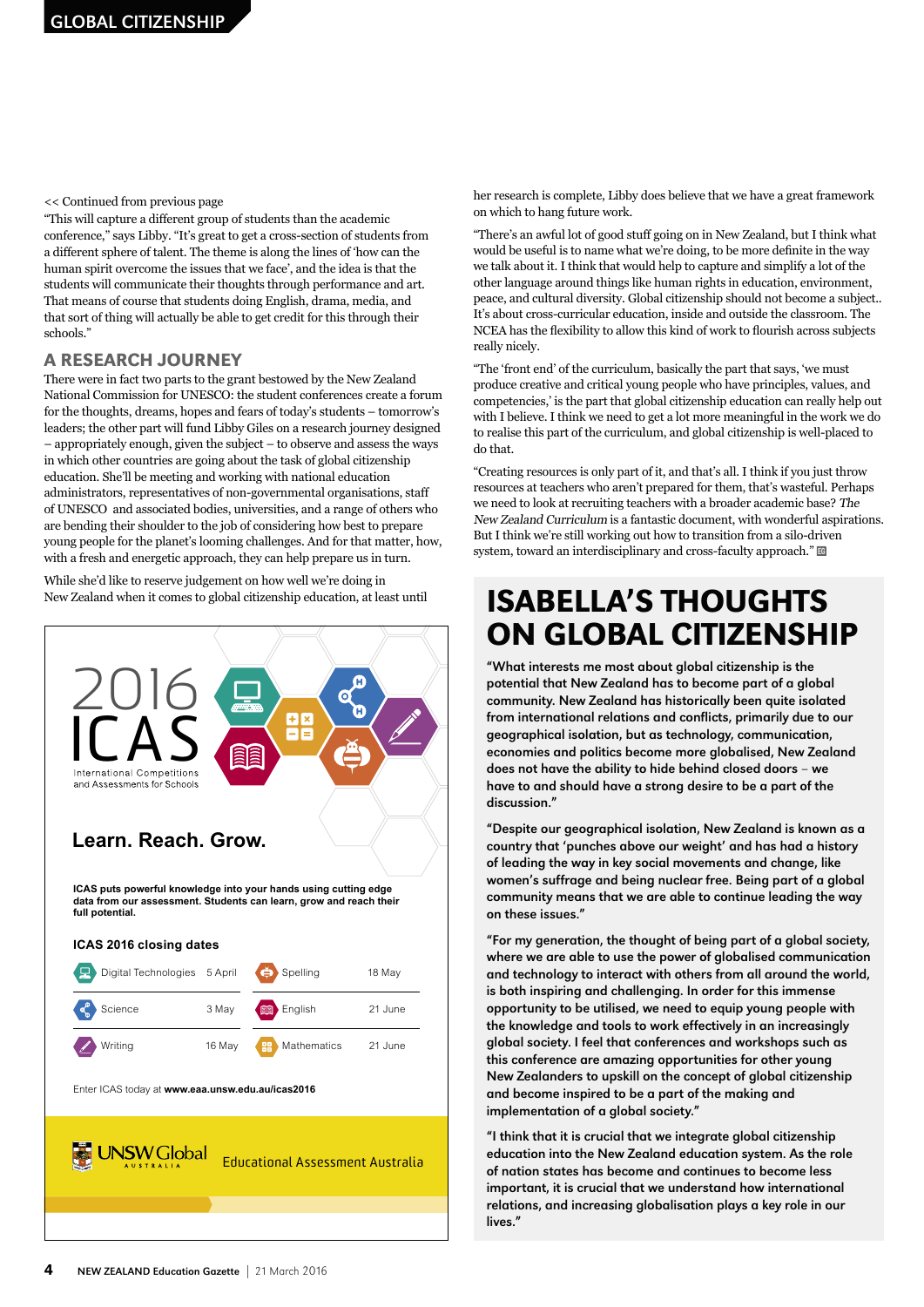<< Continued from previous page

"This will capture a different group of students than the academic conference," says Libby. "It's great to get a cross-section of students from a different sphere of talent. The theme is along the lines of 'how can the human spirit overcome the issues that we face', and the idea is that the students will communicate their thoughts through performance and art. That means of course that students doing English, drama, media, and that sort of thing will actually be able to get credit for this through their schools."

## A RESEARCH JOURNEY

There were in fact two parts to the grant bestowed by the New Zealand National Commission for UNESCO: the student conferences create a forum for the thoughts, dreams, hopes and fears of today's students – tomorrow's leaders; the other part will fund Libby Giles on a research journey designed – appropriately enough, given the subject – to observe and assess the ways in which other countries are going about the task of global citizenship education. She'll be meeting and working with national education administrators, representatives of non-governmental organisations, staff of UNESCO and associated bodies, universities, and a range of others who are bending their shoulder to the job of considering how best to prepare young people for the planet's looming challenges. And for that matter, how, with a fresh and energetic approach, they can help prepare us in turn.

While she'd like to reserve judgement on how well we're doing in New Zealand when it comes to global citizenship education, at least until her research is complete, Libby does believe that we have a great framework on which to hang future work.

"There's an awful lot of good stuff going on in New Zealand, but I think what would be useful is to name what we're doing, to be more definite in the way we talk about it. I think that would help to capture and simplify a lot of the other language around things like human rights in education, environment, peace, and cultural diversity. Global citizenship should not become a subject.. It's about cross-curricular education, inside and outside the classroom. The NCEA has the flexibility to allow this kind of work to flourish across subjects really nicely.

"The 'front end' of the curriculum, basically the part that says, 'we must produce creative and critical young people who have principles, values, and competencies,' is the part that global citizenship education can really help out with I believe. I think we need to get a lot more meaningful in the work we do to realise this part of the curriculum, and global citizenship is well-placed to do that.

"Creating resources is only part of it, and that's all. I think if you just throw resources at teachers who aren't prepared for them, that's wasteful. Perhaps we need to look at recruiting teachers with a broader academic base? *The New Zealand Curriculum* is a fantastic document, with wonderful aspirations. But I think we're still working out how to transition from a silo-driven system, toward an interdisciplinary and cross-faculty approach."

## ISABELLA'S THOUGHTS ON GLOBAL CITIZENSHIP

**"What interests me most about global citizenship is the potential that New Zealand has to become part of a global community. New Zealand has historically been quite isolated from international relations and conflicts, primarily due to our geographical isolation, but as technology, communication, economies and politics become more globalised, New Zealand does not have the ability to hide behind closed doors – we have to and should have a strong desire to be a part of the discussion."**

**"Despite our geographical isolation, New Zealand is known as a country that 'punches above our weight' and has had a history of leading the way in key social movements and change, like women's suffrage and being nuclear free. Being part of a global community means that we are able to continue leading the way on these issues."**

**"For my generation, the thought of being part of a global society, where we are able to use the power of globalised communication and technology to interact with others from all around the world, is both inspiring and challenging. In order for this immense opportunity to be utilised, we need to equip young people with the knowledge and tools to work effectively in an increasingly global society. I feel that conferences and workshops such as this conference are amazing opportunities for other young New Zealanders to upskill on the concept of global citizenship and become inspired to be a part of the making and implementation of a global society."**

**"I think that it is crucial that we integrate global citizenship education into the New Zealand education system. As the role of nation states has become and continues to become less important, it is crucial that we understand how international relations, and increasing globalisation plays a key role in our lives."**

2016 ICAS

International Competitions and Assessments for Schools

**Learn. Reach. Grow.**

**ICAS puts powerful knowledge into your hands using cutting edge data from our assessment. Students can learn, grow and reach their full potential.**

**ICAS 2016 closing dates**

| | | | |
|---|---|---|---|
| Digital Technologies | 5 April | Spelling | 18 May |
| Science | 3 May | English | 21 June |
| Writing | 16 May | Mathematics | 21 June |

Enter ICAS today at **www.eaa.unsw.edu.au/icas2016**

UNSW Global AUSTRALIA

Educational Assessment Australia